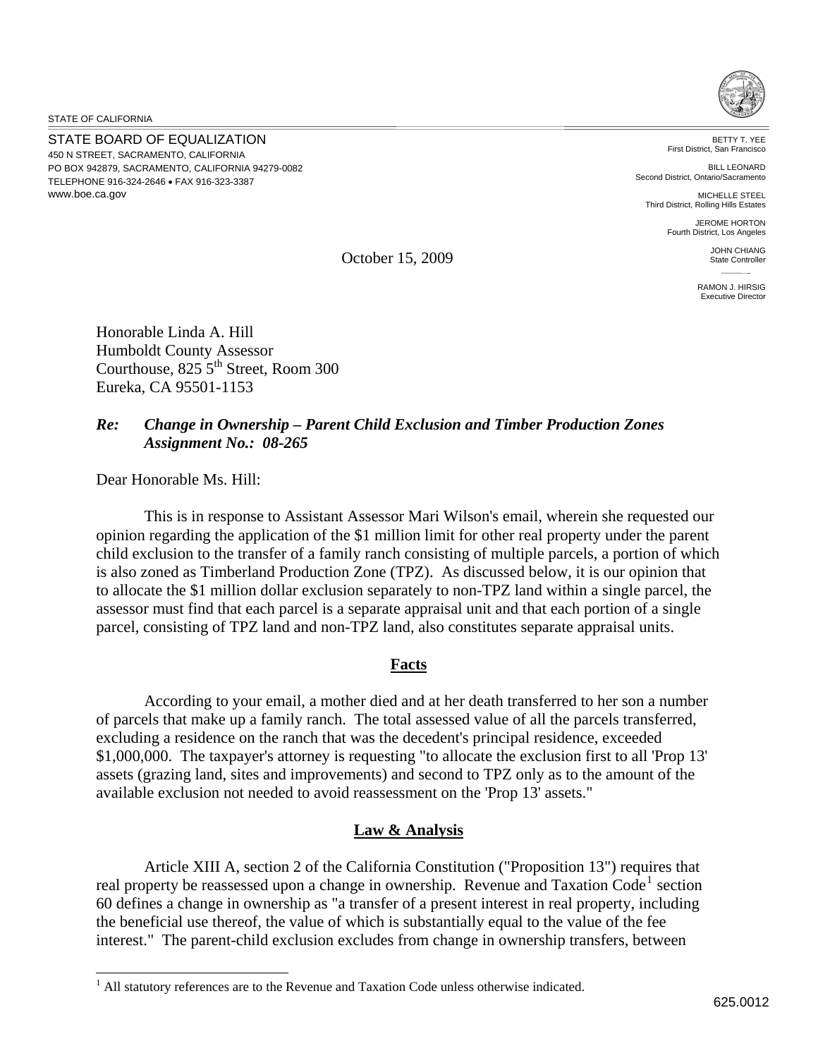STATE OF CALIFORNIA

STATE BOARD OF EQUALIZATION
450 N STREET, SACRAMENTO, CALIFORNIA
PO BOX 942879, SACRAMENTO, CALIFORNIA 94279-0082
TELEPHONE 916-324-2646 • FAX 916-323-3387
www.boe.ca.gov

BETTY T. YEE
First District, San Francisco

BILL LEONARD
Second District, Ontario/Sacramento

MICHELLE STEEL
Third District, Rolling Hills Estates

JEROME HORTON
Fourth District, Los Angeles

JOHN CHIANG
State Controller

RAMON J. HIRSIG
Executive Director

October 15, 2009

Honorable Linda A. Hill
Humboldt County Assessor
Courthouse, 825 5th Street, Room 300
Eureka, CA 95501-1153

***Re: Change in Ownership – Parent Child Exclusion and Timber Production Zones***
***Assignment No.: 08-265***

Dear Honorable Ms. Hill:

This is in response to Assistant Assessor Mari Wilson's email, wherein she requested our opinion regarding the application of the $1 million limit for other real property under the parent child exclusion to the transfer of a family ranch consisting of multiple parcels, a portion of which is also zoned as Timberland Production Zone (TPZ). As discussed below, it is our opinion that to allocate the $1 million dollar exclusion separately to non-TPZ land within a single parcel, the assessor must find that each parcel is a separate appraisal unit and that each portion of a single parcel, consisting of TPZ land and non-TPZ land, also constitutes separate appraisal units.

## Facts

According to your email, a mother died and at her death transferred to her son a number of parcels that make up a family ranch. The total assessed value of all the parcels transferred, excluding a residence on the ranch that was the decedent's principal residence, exceeded $1,000,000. The taxpayer's attorney is requesting "to allocate the exclusion first to all 'Prop 13' assets (grazing land, sites and improvements) and second to TPZ only as to the amount of the available exclusion not needed to avoid reassessment on the 'Prop 13' assets."

## Law & Analysis

Article XIII A, section 2 of the California Constitution ("Proposition 13") requires that real property be reassessed upon a change in ownership. Revenue and Taxation Code[1] section 60 defines a change in ownership as "a transfer of a present interest in real property, including the beneficial use thereof, the value of which is substantially equal to the value of the fee interest." The parent-child exclusion excludes from change in ownership transfers, between

[1] All statutory references are to the Revenue and Taxation Code unless otherwise indicated.

625.0012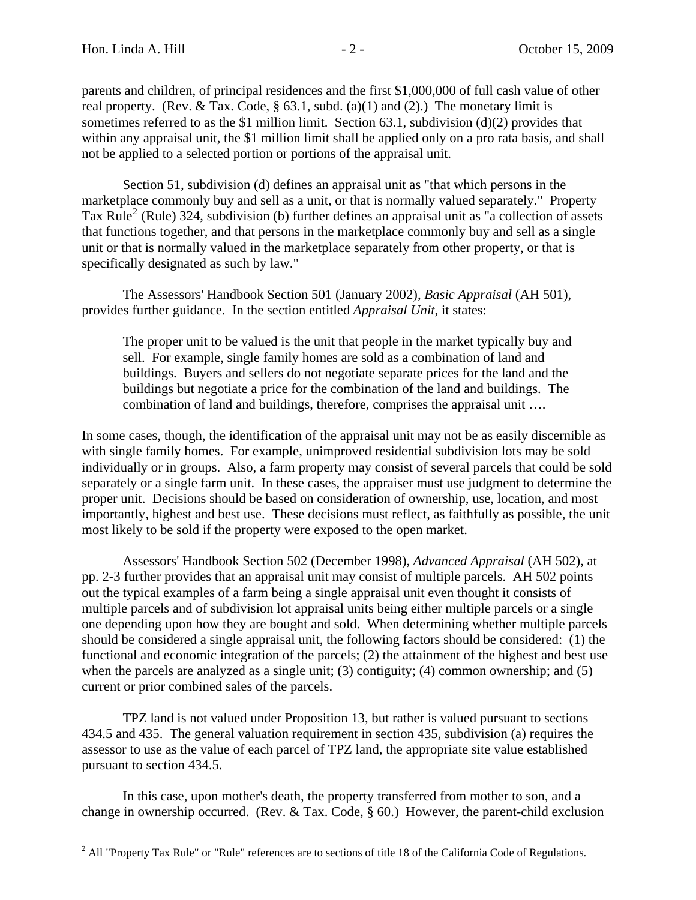parents and children, of principal residences and the first $1,000,000 of full cash value of other real property. (Rev. & Tax. Code, § 63.1, subd. (a)(1) and (2).) The monetary limit is sometimes referred to as the $1 million limit. Section 63.1, subdivision (d)(2) provides that within any appraisal unit, the $1 million limit shall be applied only on a pro rata basis, and shall not be applied to a selected portion or portions of the appraisal unit.

Section 51, subdivision (d) defines an appraisal unit as "that which persons in the marketplace commonly buy and sell as a unit, or that is normally valued separately." Property Tax Rule[2] (Rule) 324, subdivision (b) further defines an appraisal unit as "a collection of assets that functions together, and that persons in the marketplace commonly buy and sell as a single unit or that is normally valued in the marketplace separately from other property, or that is specifically designated as such by law."

The Assessors' Handbook Section 501 (January 2002), *Basic Appraisal* (AH 501), provides further guidance. In the section entitled *Appraisal Unit*, it states:

> The proper unit to be valued is the unit that people in the market typically buy and sell. For example, single family homes are sold as a combination of land and buildings. Buyers and sellers do not negotiate separate prices for the land and the buildings but negotiate a price for the combination of the land and buildings. The combination of land and buildings, therefore, comprises the appraisal unit ….

In some cases, though, the identification of the appraisal unit may not be as easily discernible as with single family homes. For example, unimproved residential subdivision lots may be sold individually or in groups. Also, a farm property may consist of several parcels that could be sold separately or a single farm unit. In these cases, the appraiser must use judgment to determine the proper unit. Decisions should be based on consideration of ownership, use, location, and most importantly, highest and best use. These decisions must reflect, as faithfully as possible, the unit most likely to be sold if the property were exposed to the open market.

Assessors' Handbook Section 502 (December 1998), *Advanced Appraisal* (AH 502), at pp. 2-3 further provides that an appraisal unit may consist of multiple parcels. AH 502 points out the typical examples of a farm being a single appraisal unit even thought it consists of multiple parcels and of subdivision lot appraisal units being either multiple parcels or a single one depending upon how they are bought and sold. When determining whether multiple parcels should be considered a single appraisal unit, the following factors should be considered: (1) the functional and economic integration of the parcels; (2) the attainment of the highest and best use when the parcels are analyzed as a single unit; (3) contiguity; (4) common ownership; and (5) current or prior combined sales of the parcels.

TPZ land is not valued under Proposition 13, but rather is valued pursuant to sections 434.5 and 435. The general valuation requirement in section 435, subdivision (a) requires the assessor to use as the value of each parcel of TPZ land, the appropriate site value established pursuant to section 434.5.

In this case, upon mother's death, the property transferred from mother to son, and a change in ownership occurred. (Rev. & Tax. Code, § 60.) However, the parent-child exclusion

[2] All "Property Tax Rule" or "Rule" references are to sections of title 18 of the California Code of Regulations.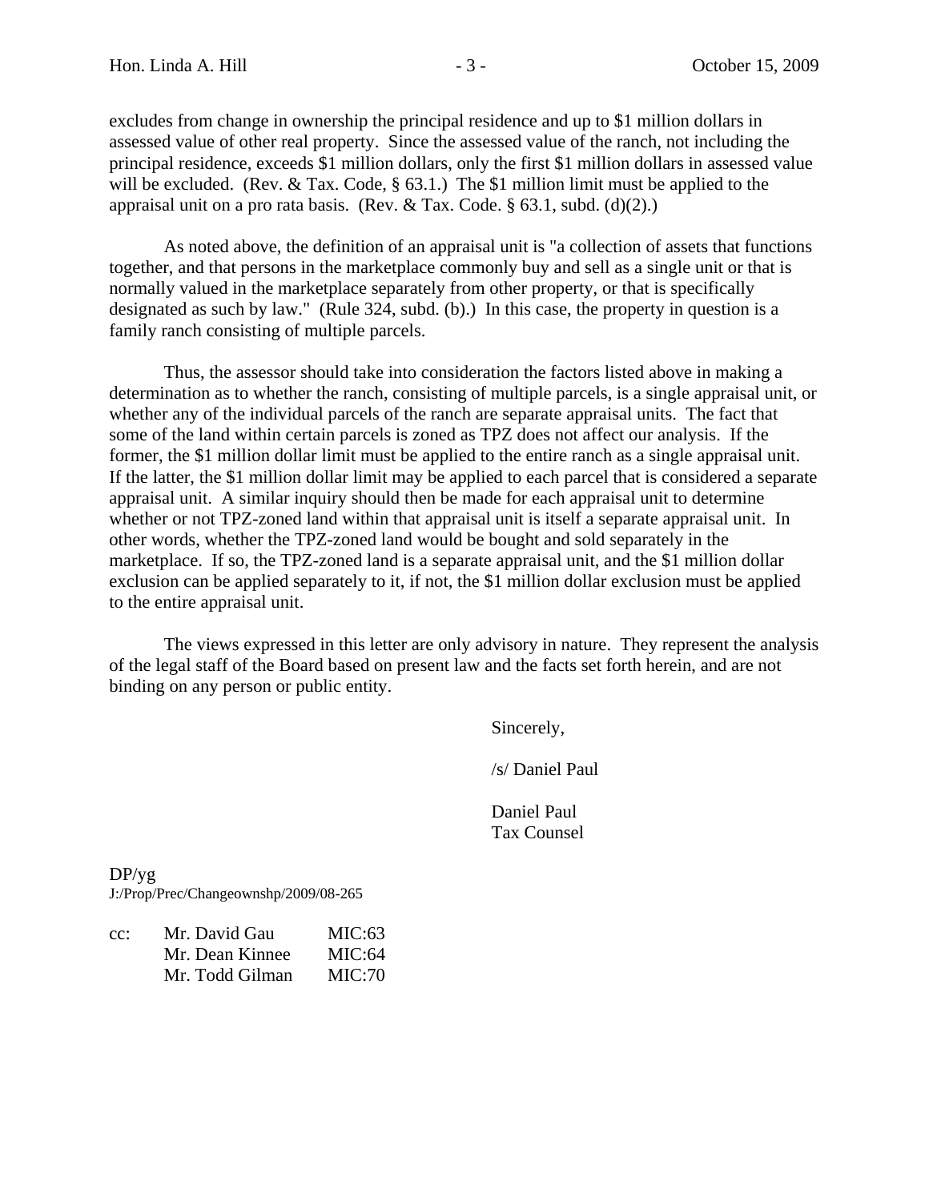excludes from change in ownership the principal residence and up to $1 million dollars in assessed value of other real property. Since the assessed value of the ranch, not including the principal residence, exceeds $1 million dollars, only the first $1 million dollars in assessed value will be excluded. (Rev. & Tax. Code, § 63.1.) The $1 million limit must be applied to the appraisal unit on a pro rata basis. (Rev. & Tax. Code. § 63.1, subd. (d)(2).)

As noted above, the definition of an appraisal unit is "a collection of assets that functions together, and that persons in the marketplace commonly buy and sell as a single unit or that is normally valued in the marketplace separately from other property, or that is specifically designated as such by law." (Rule 324, subd. (b).) In this case, the property in question is a family ranch consisting of multiple parcels.

Thus, the assessor should take into consideration the factors listed above in making a determination as to whether the ranch, consisting of multiple parcels, is a single appraisal unit, or whether any of the individual parcels of the ranch are separate appraisal units. The fact that some of the land within certain parcels is zoned as TPZ does not affect our analysis. If the former, the $1 million dollar limit must be applied to the entire ranch as a single appraisal unit. If the latter, the $1 million dollar limit may be applied to each parcel that is considered a separate appraisal unit. A similar inquiry should then be made for each appraisal unit to determine whether or not TPZ-zoned land within that appraisal unit is itself a separate appraisal unit. In other words, whether the TPZ-zoned land would be bought and sold separately in the marketplace. If so, the TPZ-zoned land is a separate appraisal unit, and the $1 million dollar exclusion can be applied separately to it, if not, the $1 million dollar exclusion must be applied to the entire appraisal unit.

The views expressed in this letter are only advisory in nature. They represent the analysis of the legal staff of the Board based on present law and the facts set forth herein, and are not binding on any person or public entity.

Sincerely,

/s/ Daniel Paul

Daniel Paul
Tax Counsel

DP/yg
J:/Prop/Prec/Changeownshp/2009/08-265

cc: Mr. David Gau MIC:63
Mr. Dean Kinnee MIC:64
Mr. Todd Gilman MIC:70